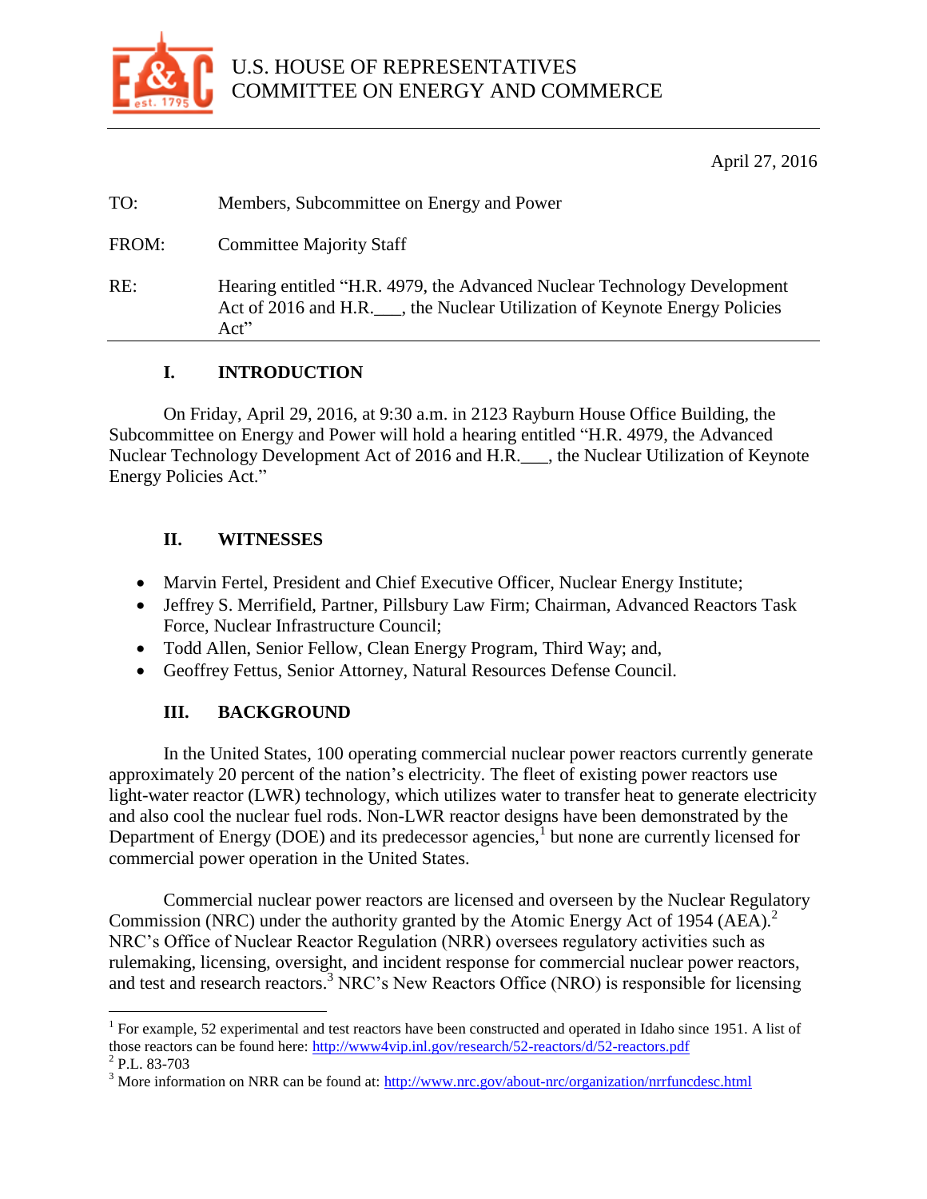U.S. HOUSE OF REPRESENTATIVES
COMMITTEE ON ENERGY AND COMMERCE

April 27, 2016

TO: Members, Subcommittee on Energy and Power

FROM: Committee Majority Staff

RE: Hearing entitled "H.R. 4979, the Advanced Nuclear Technology Development Act of 2016 and H.R.___, the Nuclear Utilization of Keynote Energy Policies Act"

## I. INTRODUCTION

On Friday, April 29, 2016, at 9:30 a.m. in 2123 Rayburn House Office Building, the Subcommittee on Energy and Power will hold a hearing entitled "H.R. 4979, the Advanced Nuclear Technology Development Act of 2016 and H.R.___, the Nuclear Utilization of Keynote Energy Policies Act."

## II. WITNESSES

- Marvin Fertel, President and Chief Executive Officer, Nuclear Energy Institute;
- Jeffrey S. Merrifield, Partner, Pillsbury Law Firm; Chairman, Advanced Reactors Task Force, Nuclear Infrastructure Council;
- Todd Allen, Senior Fellow, Clean Energy Program, Third Way; and,
- Geoffrey Fettus, Senior Attorney, Natural Resources Defense Council.

## III. BACKGROUND

In the United States, 100 operating commercial nuclear power reactors currently generate approximately 20 percent of the nation's electricity. The fleet of existing power reactors use light-water reactor (LWR) technology, which utilizes water to transfer heat to generate electricity and also cool the nuclear fuel rods. Non-LWR reactor designs have been demonstrated by the Department of Energy (DOE) and its predecessor agencies,[1] but none are currently licensed for commercial power operation in the United States.

Commercial nuclear power reactors are licensed and overseen by the Nuclear Regulatory Commission (NRC) under the authority granted by the Atomic Energy Act of 1954 (AEA).[2] NRC's Office of Nuclear Reactor Regulation (NRR) oversees regulatory activities such as rulemaking, licensing, oversight, and incident response for commercial nuclear power reactors, and test and research reactors.[3] NRC's New Reactors Office (NRO) is responsible for licensing

---

[1] For example, 52 experimental and test reactors have been constructed and operated in Idaho since 1951. A list of those reactors can be found here: http://www4vip.inl.gov/research/52-reactors/d/52-reactors.pdf

[2] P.L. 83-703

[3] More information on NRR can be found at: http://www.nrc.gov/about-nrc/organization/nrrfuncdesc.html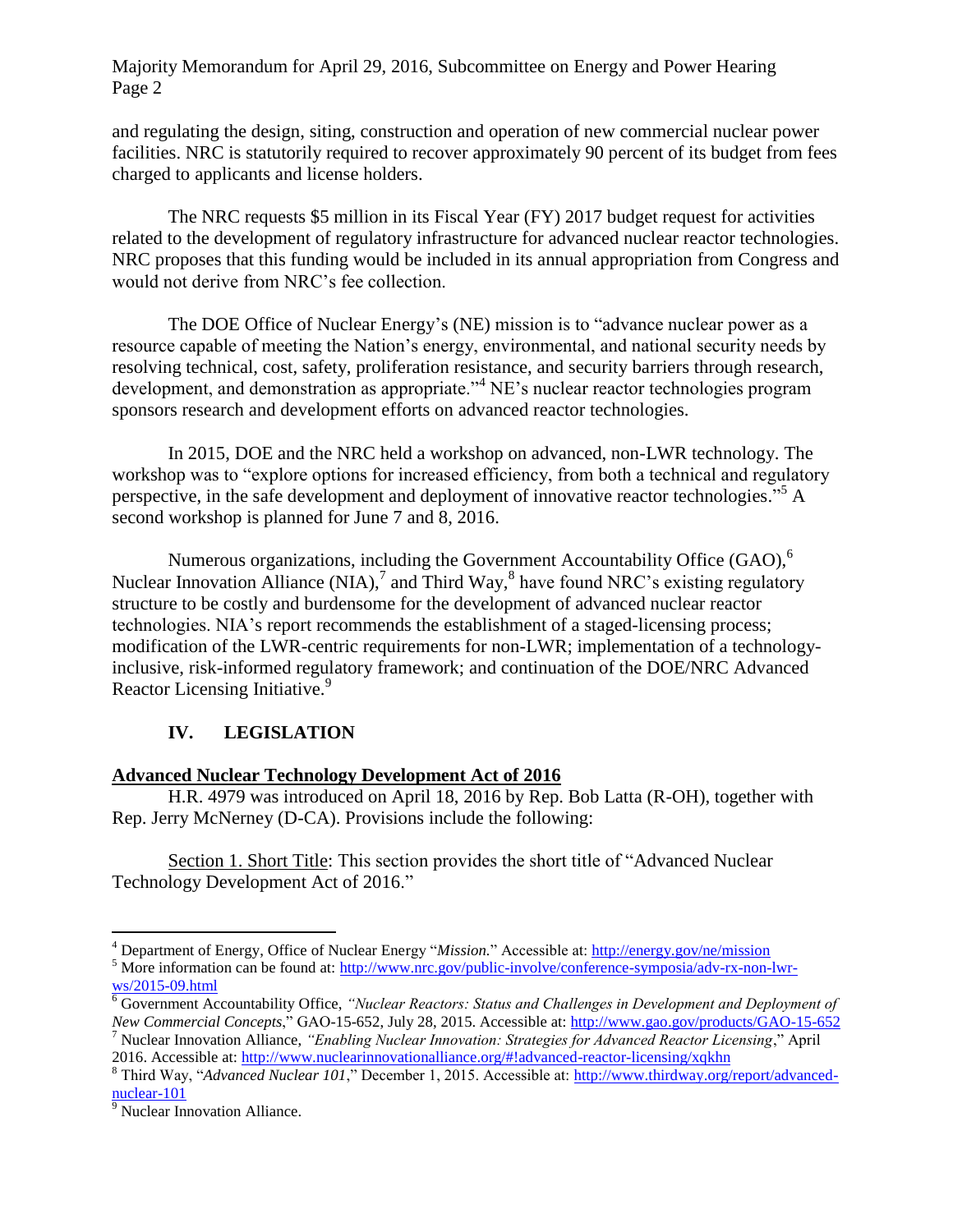and regulating the design, siting, construction and operation of new commercial nuclear power facilities. NRC is statutorily required to recover approximately 90 percent of its budget from fees charged to applicants and license holders.

The NRC requests $5 million in its Fiscal Year (FY) 2017 budget request for activities related to the development of regulatory infrastructure for advanced nuclear reactor technologies. NRC proposes that this funding would be included in its annual appropriation from Congress and would not derive from NRC's fee collection.

The DOE Office of Nuclear Energy's (NE) mission is to "advance nuclear power as a resource capable of meeting the Nation's energy, environmental, and national security needs by resolving technical, cost, safety, proliferation resistance, and security barriers through research, development, and demonstration as appropriate."[4] NE's nuclear reactor technologies program sponsors research and development efforts on advanced reactor technologies.

In 2015, DOE and the NRC held a workshop on advanced, non-LWR technology. The workshop was to "explore options for increased efficiency, from both a technical and regulatory perspective, in the safe development and deployment of innovative reactor technologies."[5] A second workshop is planned for June 7 and 8, 2016.

Numerous organizations, including the Government Accountability Office (GAO),[6] Nuclear Innovation Alliance (NIA),[7] and Third Way,[8] have found NRC's existing regulatory structure to be costly and burdensome for the development of advanced nuclear reactor technologies. NIA's report recommends the establishment of a staged-licensing process; modification of the LWR-centric requirements for non-LWR; implementation of a technology-inclusive, risk-informed regulatory framework; and continuation of the DOE/NRC Advanced Reactor Licensing Initiative.[9]

## IV. LEGISLATION

**<u>Advanced Nuclear Technology Development Act of 2016</u>**

H.R. 4979 was introduced on April 18, 2016 by Rep. Bob Latta (R-OH), together with Rep. Jerry McNerney (D-CA). Provisions include the following:

<u>Section 1. Short Title</u>: This section provides the short title of "Advanced Nuclear Technology Development Act of 2016."

---

[4] Department of Energy, Office of Nuclear Energy "*Mission*." Accessible at: http://energy.gov/ne/mission

[5] More information can be found at: http://www.nrc.gov/public-involve/conference-symposia/adv-rx-non-lwr-ws/2015-09.html

[6] Government Accountability Office, *"Nuclear Reactors: Status and Challenges in Development and Deployment of New Commercial Concepts*," GAO-15-652, July 28, 2015. Accessible at: http://www.gao.gov/products/GAO-15-652

[7] Nuclear Innovation Alliance, *"Enabling Nuclear Innovation: Strategies for Advanced Reactor Licensing*," April 2016. Accessible at: http://www.nuclearinnovationalliance.org/#!advanced-reactor-licensing/xqkhn

[8] Third Way, "*Advanced Nuclear 101*," December 1, 2015. Accessible at: http://www.thirdway.org/report/advanced-nuclear-101

[9] Nuclear Innovation Alliance.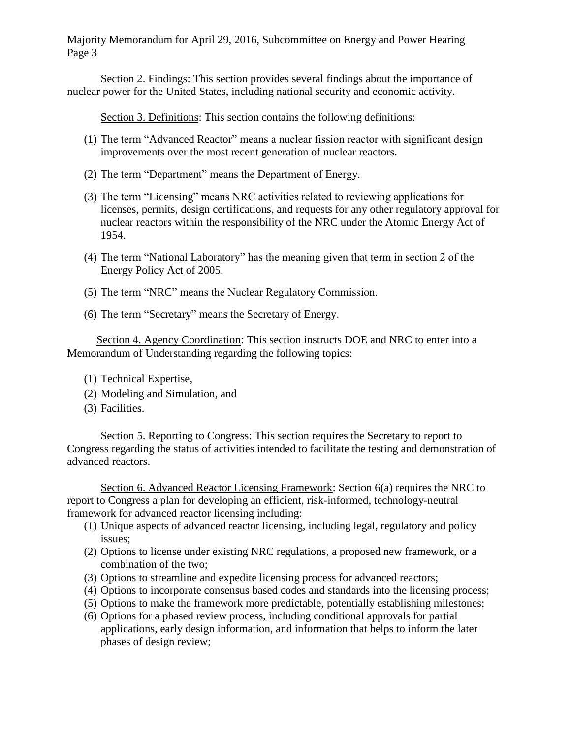Section 2. Findings: This section provides several findings about the importance of nuclear power for the United States, including national security and economic activity.

Section 3. Definitions: This section contains the following definitions:

(1) The term "Advanced Reactor" means a nuclear fission reactor with significant design improvements over the most recent generation of nuclear reactors.

(2) The term "Department" means the Department of Energy.

(3) The term "Licensing" means NRC activities related to reviewing applications for licenses, permits, design certifications, and requests for any other regulatory approval for nuclear reactors within the responsibility of the NRC under the Atomic Energy Act of 1954.

(4) The term "National Laboratory" has the meaning given that term in section 2 of the Energy Policy Act of 2005.

(5) The term "NRC" means the Nuclear Regulatory Commission.

(6) The term "Secretary" means the Secretary of Energy.

Section 4. Agency Coordination: This section instructs DOE and NRC to enter into a Memorandum of Understanding regarding the following topics:

(1) Technical Expertise,
(2) Modeling and Simulation, and
(3) Facilities.

Section 5. Reporting to Congress: This section requires the Secretary to report to Congress regarding the status of activities intended to facilitate the testing and demonstration of advanced reactors.

Section 6. Advanced Reactor Licensing Framework: Section 6(a) requires the NRC to report to Congress a plan for developing an efficient, risk-informed, technology-neutral framework for advanced reactor licensing including:

(1) Unique aspects of advanced reactor licensing, including legal, regulatory and policy issues;
(2) Options to license under existing NRC regulations, a proposed new framework, or a combination of the two;
(3) Options to streamline and expedite licensing process for advanced reactors;
(4) Options to incorporate consensus based codes and standards into the licensing process;
(5) Options to make the framework more predictable, potentially establishing milestones;
(6) Options for a phased review process, including conditional approvals for partial applications, early design information, and information that helps to inform the later phases of design review;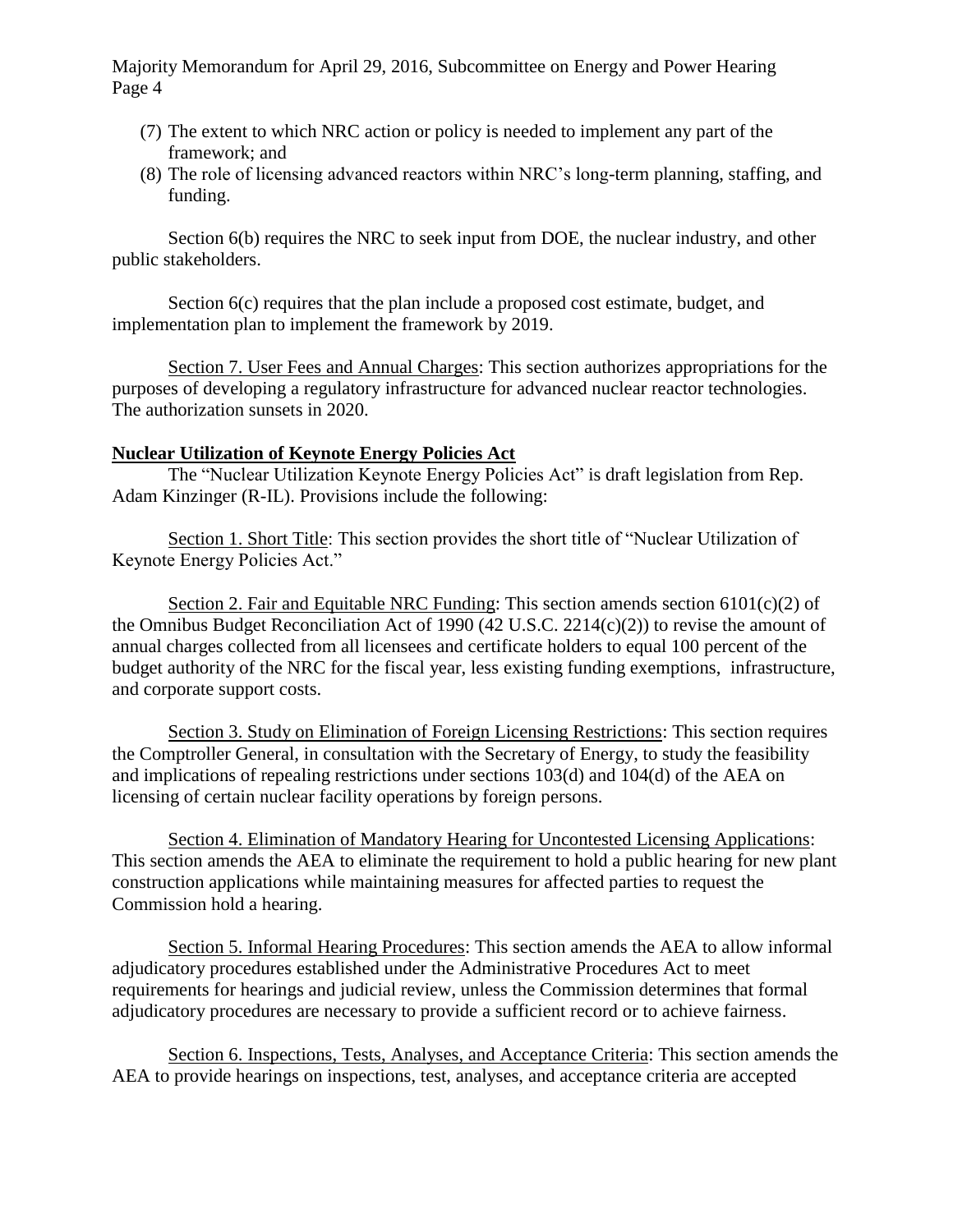(7) The extent to which NRC action or policy is needed to implement any part of the framework; and

(8) The role of licensing advanced reactors within NRC's long-term planning, staffing, and funding.

Section 6(b) requires the NRC to seek input from DOE, the nuclear industry, and other public stakeholders.

Section 6(c) requires that the plan include a proposed cost estimate, budget, and implementation plan to implement the framework by 2019.

Section 7. User Fees and Annual Charges: This section authorizes appropriations for the purposes of developing a regulatory infrastructure for advanced nuclear reactor technologies. The authorization sunsets in 2020.

**Nuclear Utilization of Keynote Energy Policies Act**

The "Nuclear Utilization Keynote Energy Policies Act" is draft legislation from Rep. Adam Kinzinger (R-IL). Provisions include the following:

Section 1. Short Title: This section provides the short title of "Nuclear Utilization of Keynote Energy Policies Act."

Section 2. Fair and Equitable NRC Funding: This section amends section 6101(c)(2) of the Omnibus Budget Reconciliation Act of 1990 (42 U.S.C. 2214(c)(2)) to revise the amount of annual charges collected from all licensees and certificate holders to equal 100 percent of the budget authority of the NRC for the fiscal year, less existing funding exemptions, infrastructure, and corporate support costs.

Section 3. Study on Elimination of Foreign Licensing Restrictions: This section requires the Comptroller General, in consultation with the Secretary of Energy, to study the feasibility and implications of repealing restrictions under sections 103(d) and 104(d) of the AEA on licensing of certain nuclear facility operations by foreign persons.

Section 4. Elimination of Mandatory Hearing for Uncontested Licensing Applications: This section amends the AEA to eliminate the requirement to hold a public hearing for new plant construction applications while maintaining measures for affected parties to request the Commission hold a hearing.

Section 5. Informal Hearing Procedures: This section amends the AEA to allow informal adjudicatory procedures established under the Administrative Procedures Act to meet requirements for hearings and judicial review, unless the Commission determines that formal adjudicatory procedures are necessary to provide a sufficient record or to achieve fairness.

Section 6. Inspections, Tests, Analyses, and Acceptance Criteria: This section amends the AEA to provide hearings on inspections, test, analyses, and acceptance criteria are accepted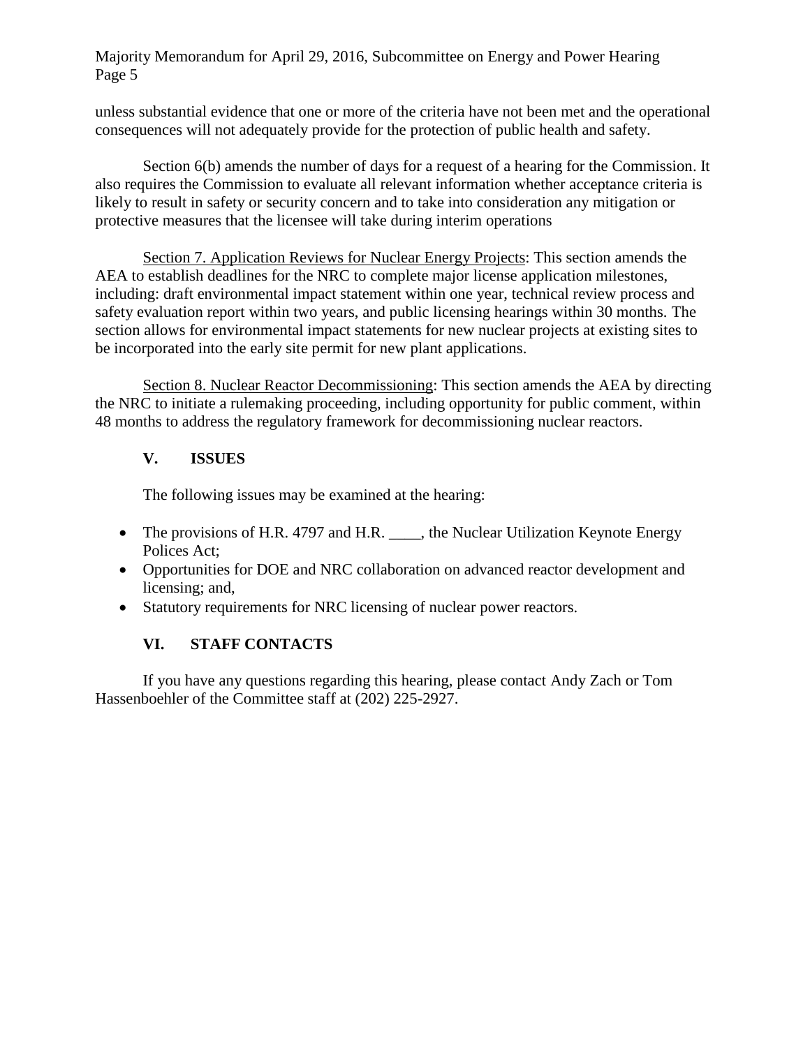unless substantial evidence that one or more of the criteria have not been met and the operational consequences will not adequately provide for the protection of public health and safety.

Section 6(b) amends the number of days for a request of a hearing for the Commission. It also requires the Commission to evaluate all relevant information whether acceptance criteria is likely to result in safety or security concern and to take into consideration any mitigation or protective measures that the licensee will take during interim operations

Section 7. Application Reviews for Nuclear Energy Projects: This section amends the AEA to establish deadlines for the NRC to complete major license application milestones, including: draft environmental impact statement within one year, technical review process and safety evaluation report within two years, and public licensing hearings within 30 months. The section allows for environmental impact statements for new nuclear projects at existing sites to be incorporated into the early site permit for new plant applications.

Section 8. Nuclear Reactor Decommissioning: This section amends the AEA by directing the NRC to initiate a rulemaking proceeding, including opportunity for public comment, within 48 months to address the regulatory framework for decommissioning nuclear reactors.

## V. ISSUES

The following issues may be examined at the hearing:

- The provisions of H.R. 4797 and H.R. ____, the Nuclear Utilization Keynote Energy Polices Act;
- Opportunities for DOE and NRC collaboration on advanced reactor development and licensing; and,
- Statutory requirements for NRC licensing of nuclear power reactors.

## VI. STAFF CONTACTS

If you have any questions regarding this hearing, please contact Andy Zach or Tom Hassenboehler of the Committee staff at (202) 225-2927.